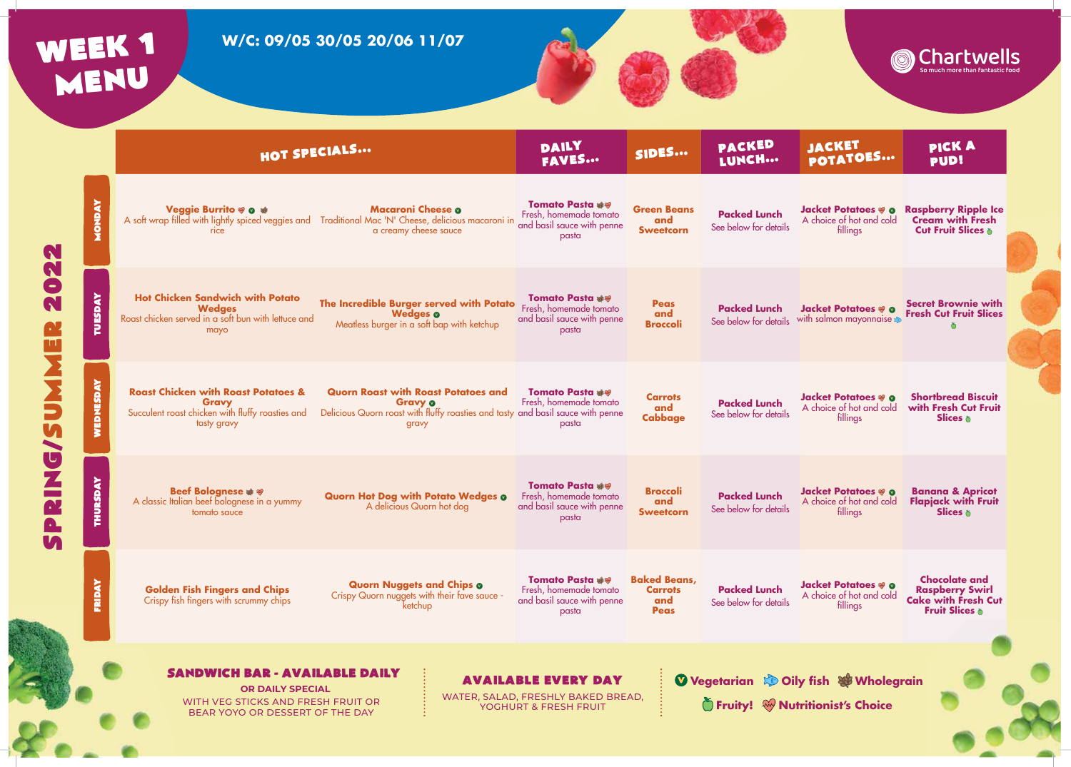# WEEK 1 MENU

**W/C: 09/05 30/05 20/06 11/07**

Chartwells
So much more than fantastic food

## SPRING/SUMMER 2022

| | HOT SPECIALS... | | DAILY FAVES... | SIDES... | PACKED LUNCH... | JACKET POTATOES... | PICK A PUD! |
|---|---|---|---|---|---|---|---|
| MONDAY | **Veggie Burrito** A soft wrap filled with lightly spiced veggies and rice | **Macaroni Cheese** Traditional Mac 'N' Cheese, delicious macaroni in a creamy cheese sauce | **Tomato Pasta** Fresh, homemade tomato and basil sauce with penne pasta | **Green Beans and Sweetcorn** | **Packed Lunch** See below for details | **Jacket Potatoes** A choice of hot and cold fillings | **Raspberry Ripple Ice Cream with Fresh Cut Fruit Slices** |
| TUESDAY | **Hot Chicken Sandwich with Potato Wedges** Roast chicken served in a soft bun with lettuce and mayo | **The Incredible Burger served with Potato Wedges** Meatless burger in a soft bap with ketchup | **Tomato Pasta** Fresh, homemade tomato and basil sauce with penne pasta | **Peas and Broccoli** | **Packed Lunch** See below for details | **Jacket Potatoes** with salmon mayonnaise | **Secret Brownie with Fresh Cut Fruit Slices** |
| WEDNESDAY | **Roast Chicken with Roast Potatoes & Gravy** Succulent roast chicken with fluffy roasties and tasty gravy | **Quorn Roast with Roast Potatoes and Gravy** Delicious Quorn roast with fluffy roasties and tasty gravy | **Tomato Pasta** Fresh, homemade tomato and basil sauce with penne pasta | **Carrots and Cabbage** | **Packed Lunch** See below for details | **Jacket Potatoes** A choice of hot and cold fillings | **Shortbread Biscuit with Fresh Cut Fruit Slices** |
| THURSDAY | **Beef Bolognese** A classic Italian beef bolognese in a yummy tomato sauce | **Quorn Hot Dog with Potato Wedges** A delicious Quorn hot dog | **Tomato Pasta** Fresh, homemade tomato and basil sauce with penne pasta | **Broccoli and Sweetcorn** | **Packed Lunch** See below for details | **Jacket Potatoes** A choice of hot and cold fillings | **Banana & Apricot Flapjack with Fruit Slices** |
| FRIDAY | **Golden Fish Fingers and Chips** Crispy fish fingers with scrummy chips | **Quorn Nuggets and Chips** Crispy Quorn nuggets with their fave sauce - ketchup | **Tomato Pasta** Fresh, homemade tomato and basil sauce with penne pasta | **Baked Beans, Carrots and Peas** | **Packed Lunch** See below for details | **Jacket Potatoes** A choice of hot and cold fillings | **Chocolate and Raspberry Swirl Cake with Fresh Cut Fruit Slices** |

### SANDWICH BAR - AVAILABLE DAILY

OR DAILY SPECIAL

WITH VEG STICKS AND FRESH FRUIT OR BEAR YOYO OR DESSERT OF THE DAY

### AVAILABLE EVERY DAY

WATER, SALAD, FRESHLY BAKED BREAD, YOGHURT & FRESH FRUIT

Vegetarian · Oily fish · Wholegrain · Fruity! · Nutritionist's Choice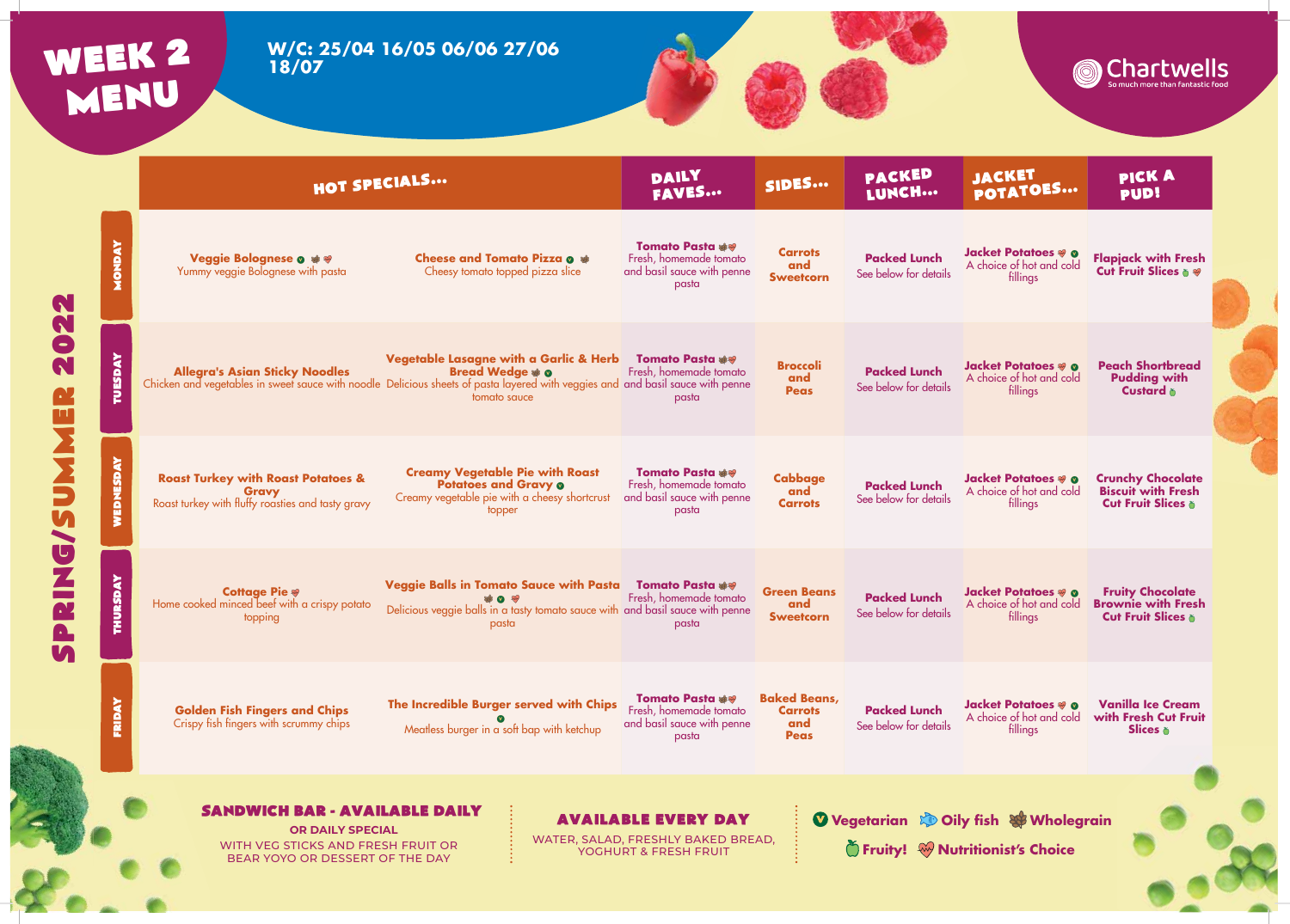# WEEK 2 MENU

**W/C: 25/04 16/05 06/06 27/06 18/07**

Chartwells
So much more than fantastic food

## SPRING/SUMMER 2022

| | HOT SPECIALS... | | DAILY FAVES... | SIDES... | PACKED LUNCH... | JACKET POTATOES... | PICK A PUD! |
|---|---|---|---|---|---|---|---|
| MONDAY | **Veggie Bolognese** Yummy veggie Bolognese with pasta | **Cheese and Tomato Pizza** Cheesy tomato topped pizza slice | **Tomato Pasta** Fresh, homemade tomato and basil sauce with penne pasta | **Carrots and Sweetcorn** | **Packed Lunch** See below for details | **Jacket Potatoes** A choice of hot and cold fillings | **Flapjack with Fresh Cut Fruit Slices** |
| TUESDAY | **Allegra's Asian Sticky Noodles** Chicken and vegetables in sweet sauce with noodle | **Vegetable Lasagne with a Garlic & Herb Bread Wedge** Delicious sheets of pasta layered with veggies and tomato sauce | **Tomato Pasta** Fresh, homemade tomato and basil sauce with penne pasta | **Broccoli and Peas** | **Packed Lunch** See below for details | **Jacket Potatoes** A choice of hot and cold fillings | **Peach Shortbread Pudding with Custard** |
| WEDNESDAY | **Roast Turkey with Roast Potatoes & Gravy** Roast turkey with fluffy roasties and tasty gravy | **Creamy Vegetable Pie with Roast Potatoes and Gravy** Creamy vegetable pie with a cheesy shortcrust topper | **Tomato Pasta** Fresh, homemade tomato and basil sauce with penne pasta | **Cabbage and Carrots** | **Packed Lunch** See below for details | **Jacket Potatoes** A choice of hot and cold fillings | **Crunchy Chocolate Biscuit with Fresh Cut Fruit Slices** |
| THURSDAY | **Cottage Pie** Home cooked minced beef with a crispy potato topping | **Veggie Balls in Tomato Sauce with Pasta** Delicious veggie balls in a tasty tomato sauce with pasta | **Tomato Pasta** Fresh, homemade tomato and basil sauce with penne pasta | **Green Beans and Sweetcorn** | **Packed Lunch** See below for details | **Jacket Potatoes** A choice of hot and cold fillings | **Fruity Chocolate Brownie with Fresh Cut Fruit Slices** |
| FRIDAY | **Golden Fish Fingers and Chips** Crispy fish fingers with scrummy chips | **The Incredible Burger served with Chips** Meatless burger in a soft bap with ketchup | **Tomato Pasta** Fresh, homemade tomato and basil sauce with penne pasta | **Baked Beans, Carrots and Peas** | **Packed Lunch** See below for details | **Jacket Potatoes** A choice of hot and cold fillings | **Vanilla Ice Cream with Fresh Cut Fruit Slices** |

**SANDWICH BAR - AVAILABLE DAILY**
**OR DAILY SPECIAL**
WITH VEG STICKS AND FRESH FRUIT OR BEAR YOYO OR DESSERT OF THE DAY

**AVAILABLE EVERY DAY**
WATER, SALAD, FRESHLY BAKED BREAD, YOGHURT & FRESH FRUIT

Vegetarian | Oily fish | Wholegrain | Fruity! | Nutritionist's Choice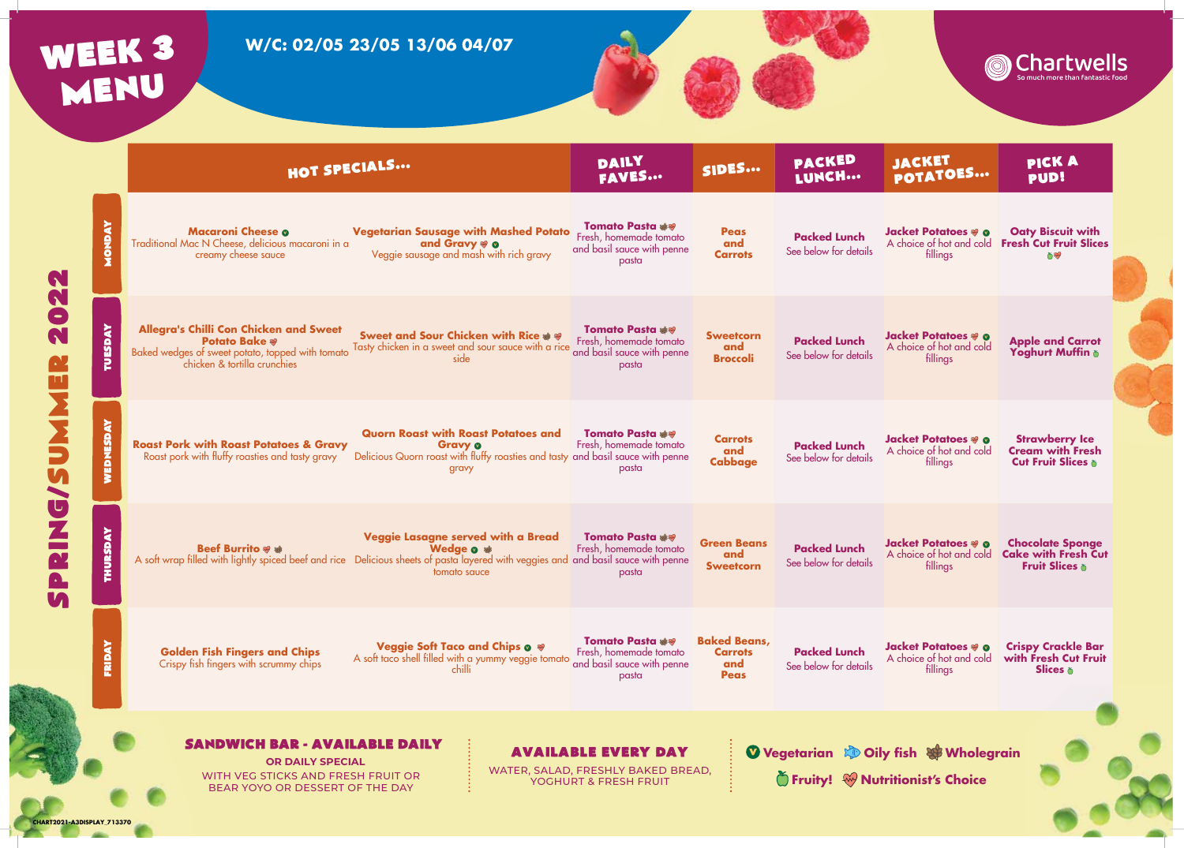# WEEK 3 MENU

**W/C: 02/05 23/05 13/06 04/07**

Chartwells
So much more than fantastic food

## SPRING/SUMMER 2022

| | HOT SPECIALS... | | DAILY FAVES... | SIDES... | PACKED LUNCH... | JACKET POTATOES... | PICK A PUD! |
|---|---|---|---|---|---|---|---|
| MONDAY | **Macaroni Cheese** Ⓥ<br>Traditional Mac N Cheese, delicious macaroni in a creamy cheese sauce | **Vegetarian Sausage with Mashed Potato and Gravy** Ⓥ<br>Veggie sausage and mash with rich gravy | **Tomato Pasta**<br>Fresh, homemade tomato and basil sauce with penne pasta | **Peas and Carrots** | **Packed Lunch**<br>See below for details | **Jacket Potatoes** Ⓥ<br>A choice of hot and cold fillings | **Oaty Biscuit with Fresh Cut Fruit Slices** |
| TUESDAY | **Allegra's Chilli Con Chicken and Sweet Potato Bake**<br>Baked wedges of sweet potato, topped with tomato chicken & tortilla crunchies | **Sweet and Sour Chicken with Rice**<br>Tasty chicken in a sweet and sour sauce with a rice side | **Tomato Pasta**<br>Fresh, homemade tomato and basil sauce with penne pasta | **Sweetcorn and Broccoli** | **Packed Lunch**<br>See below for details | **Jacket Potatoes** Ⓥ<br>A choice of hot and cold fillings | **Apple and Carrot Yoghurt Muffin** |
| WEDNESDAY | **Roast Pork with Roast Potatoes & Gravy**<br>Roast pork with fluffy roasties and tasty gravy | **Quorn Roast with Roast Potatoes and Gravy** Ⓥ<br>Delicious Quorn roast with fluffy roasties and tasty gravy | **Tomato Pasta**<br>Fresh, homemade tomato and basil sauce with penne pasta | **Carrots and Cabbage** | **Packed Lunch**<br>See below for details | **Jacket Potatoes** Ⓥ<br>A choice of hot and cold fillings | **Strawberry Ice Cream with Fresh Cut Fruit Slices** |
| THURSDAY | **Beef Burrito**<br>A soft wrap filled with lightly spiced beef and rice | **Veggie Lasagne served with a Bread Wedge** Ⓥ<br>Delicious sheets of pasta layered with veggies and tomato sauce | **Tomato Pasta**<br>Fresh, homemade tomato and basil sauce with penne pasta | **Green Beans and Sweetcorn** | **Packed Lunch**<br>See below for details | **Jacket Potatoes** Ⓥ<br>A choice of hot and cold fillings | **Chocolate Sponge Cake with Fresh Cut Fruit Slices** |
| FRIDAY | **Golden Fish Fingers and Chips**<br>Crispy fish fingers with scrummy chips | **Veggie Soft Taco and Chips** Ⓥ<br>A soft taco shell filled with a yummy veggie tomato chilli | **Tomato Pasta**<br>Fresh, homemade tomato and basil sauce with penne pasta | **Baked Beans, Carrots and Peas** | **Packed Lunch**<br>See below for details | **Jacket Potatoes** Ⓥ<br>A choice of hot and cold fillings | **Crispy Crackle Bar with Fresh Cut Fruit Slices** |

### SANDWICH BAR - AVAILABLE DAILY

**OR DAILY SPECIAL**

WITH VEG STICKS AND FRESH FRUIT OR BEAR YOYO OR DESSERT OF THE DAY

### AVAILABLE EVERY DAY

WATER, SALAD, FRESHLY BAKED BREAD, YOGHURT & FRESH FRUIT

Ⓥ Vegetarian · Oily fish · Wholegrain · Fruity! · Nutritionist's Choice

CHART2021-A3DISPLAY_713370